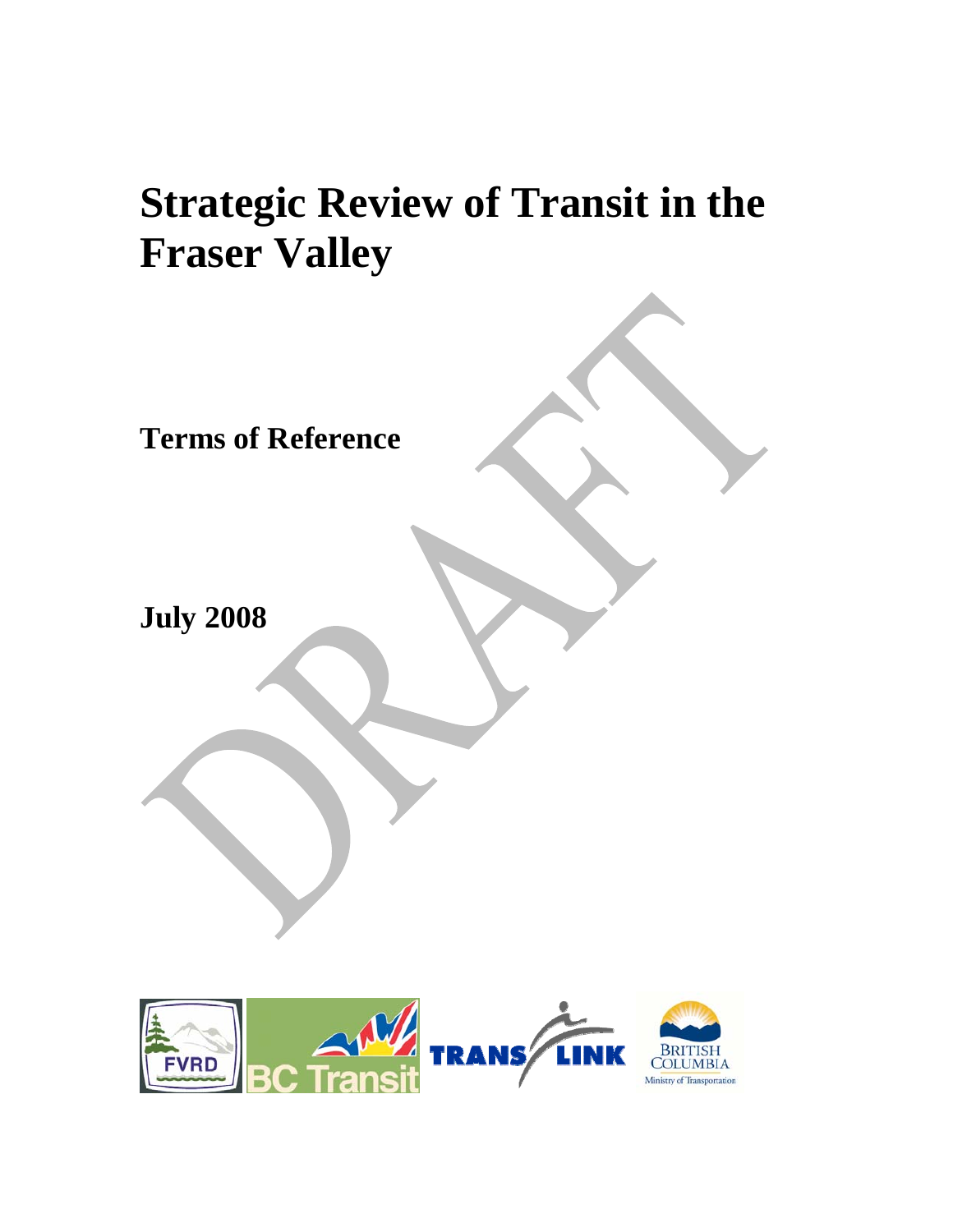# Strategic Review of Transit in the Fraser Valley

**Terms of Reference**

**July 2008**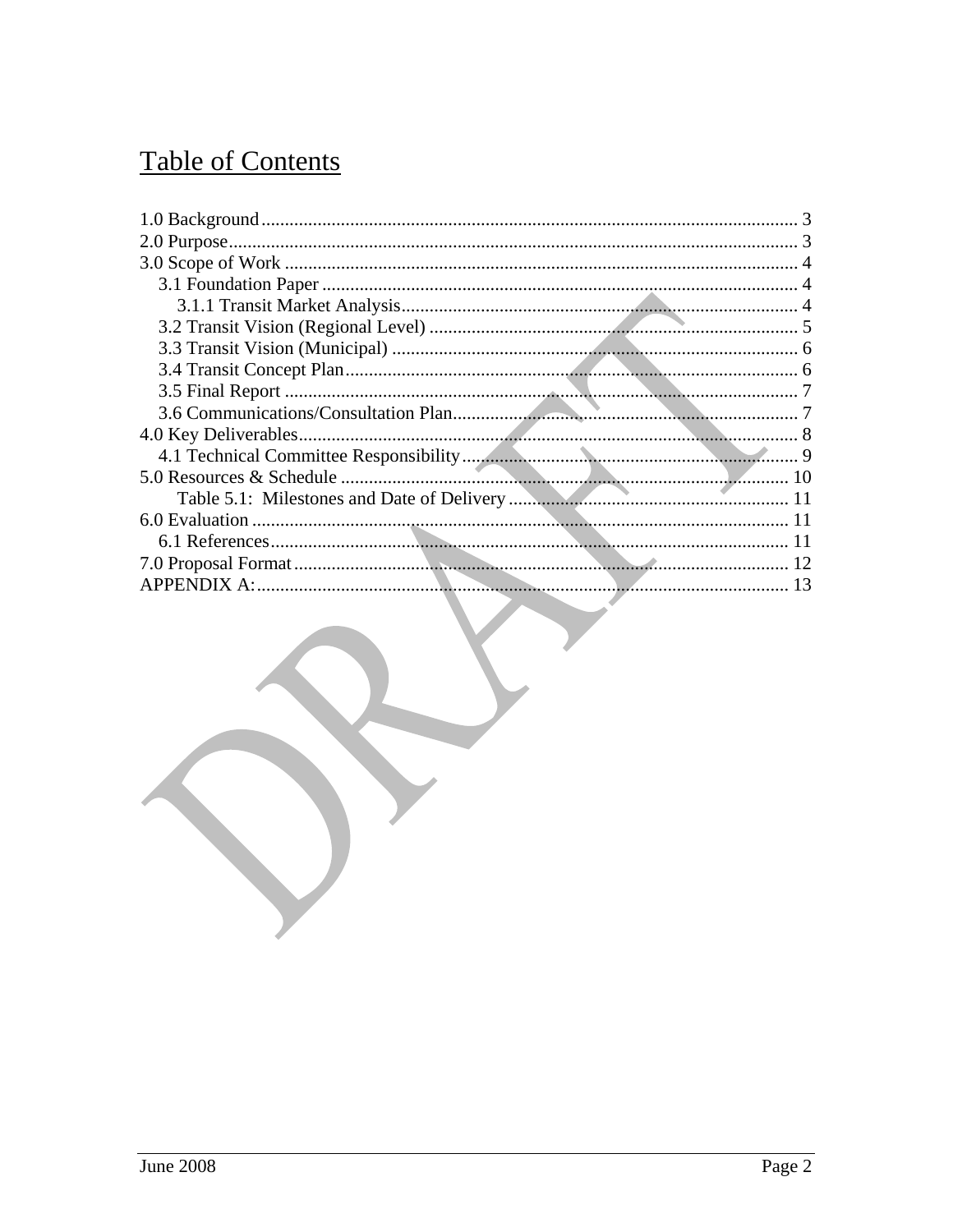# Table of Contents

1.0 Background ..... 3
2.0 Purpose ..... 3
3.0 Scope of Work ..... 4
  3.1 Foundation Paper ..... 4
    3.1.1 Transit Market Analysis ..... 4
  3.2 Transit Vision (Regional Level) ..... 5
  3.3 Transit Vision (Municipal) ..... 6
  3.4 Transit Concept Plan ..... 6
  3.5 Final Report ..... 7
  3.6 Communications/Consultation Plan ..... 7
4.0 Key Deliverables ..... 8
  4.1 Technical Committee Responsibility ..... 9
5.0 Resources & Schedule ..... 10
    Table 5.1: Milestones and Date of Delivery ..... 11
6.0 Evaluation ..... 11
  6.1 References ..... 11
7.0 Proposal Format ..... 12
APPENDIX A: ..... 13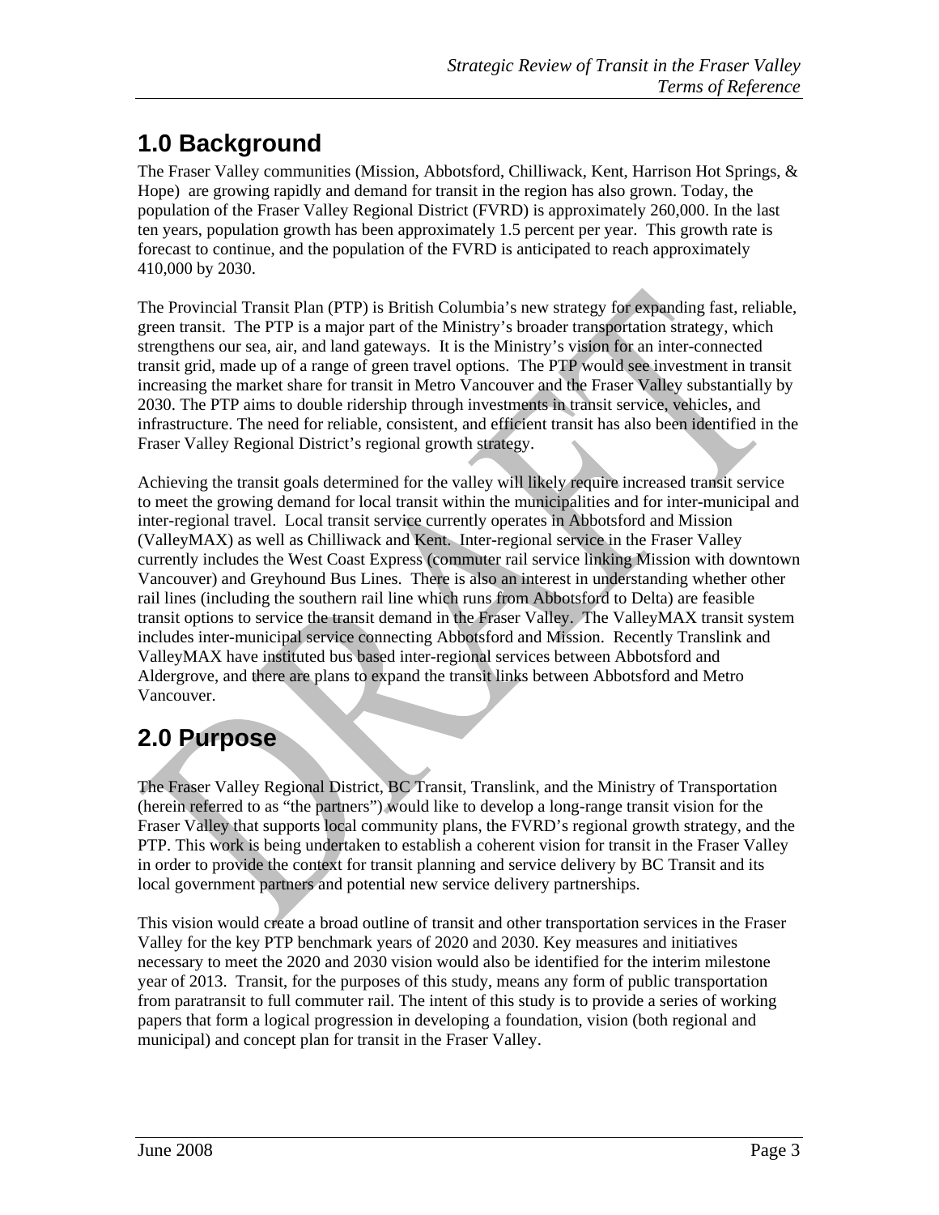# 1.0 Background

The Fraser Valley communities (Mission, Abbotsford, Chilliwack, Kent, Harrison Hot Springs, & Hope) are growing rapidly and demand for transit in the region has also grown. Today, the population of the Fraser Valley Regional District (FVRD) is approximately 260,000. In the last ten years, population growth has been approximately 1.5 percent per year. This growth rate is forecast to continue, and the population of the FVRD is anticipated to reach approximately 410,000 by 2030.

The Provincial Transit Plan (PTP) is British Columbia's new strategy for expanding fast, reliable, green transit. The PTP is a major part of the Ministry's broader transportation strategy, which strengthens our sea, air, and land gateways. It is the Ministry's vision for an inter-connected transit grid, made up of a range of green travel options. The PTP would see investment in transit increasing the market share for transit in Metro Vancouver and the Fraser Valley substantially by 2030. The PTP aims to double ridership through investments in transit service, vehicles, and infrastructure. The need for reliable, consistent, and efficient transit has also been identified in the Fraser Valley Regional District's regional growth strategy.

Achieving the transit goals determined for the valley will likely require increased transit service to meet the growing demand for local transit within the municipalities and for inter-municipal and inter-regional travel. Local transit service currently operates in Abbotsford and Mission (ValleyMAX) as well as Chilliwack and Kent. Inter-regional service in the Fraser Valley currently includes the West Coast Express (commuter rail service linking Mission with downtown Vancouver) and Greyhound Bus Lines. There is also an interest in understanding whether other rail lines (including the southern rail line which runs from Abbotsford to Delta) are feasible transit options to service the transit demand in the Fraser Valley. The ValleyMAX transit system includes inter-municipal service connecting Abbotsford and Mission. Recently Translink and ValleyMAX have instituted bus based inter-regional services between Abbotsford and Aldergrove, and there are plans to expand the transit links between Abbotsford and Metro Vancouver.

# 2.0 Purpose

The Fraser Valley Regional District, BC Transit, Translink, and the Ministry of Transportation (herein referred to as "the partners") would like to develop a long-range transit vision for the Fraser Valley that supports local community plans, the FVRD's regional growth strategy, and the PTP. This work is being undertaken to establish a coherent vision for transit in the Fraser Valley in order to provide the context for transit planning and service delivery by BC Transit and its local government partners and potential new service delivery partnerships.

This vision would create a broad outline of transit and other transportation services in the Fraser Valley for the key PTP benchmark years of 2020 and 2030. Key measures and initiatives necessary to meet the 2020 and 2030 vision would also be identified for the interim milestone year of 2013. Transit, for the purposes of this study, means any form of public transportation from paratransit to full commuter rail. The intent of this study is to provide a series of working papers that form a logical progression in developing a foundation, vision (both regional and municipal) and concept plan for transit in the Fraser Valley.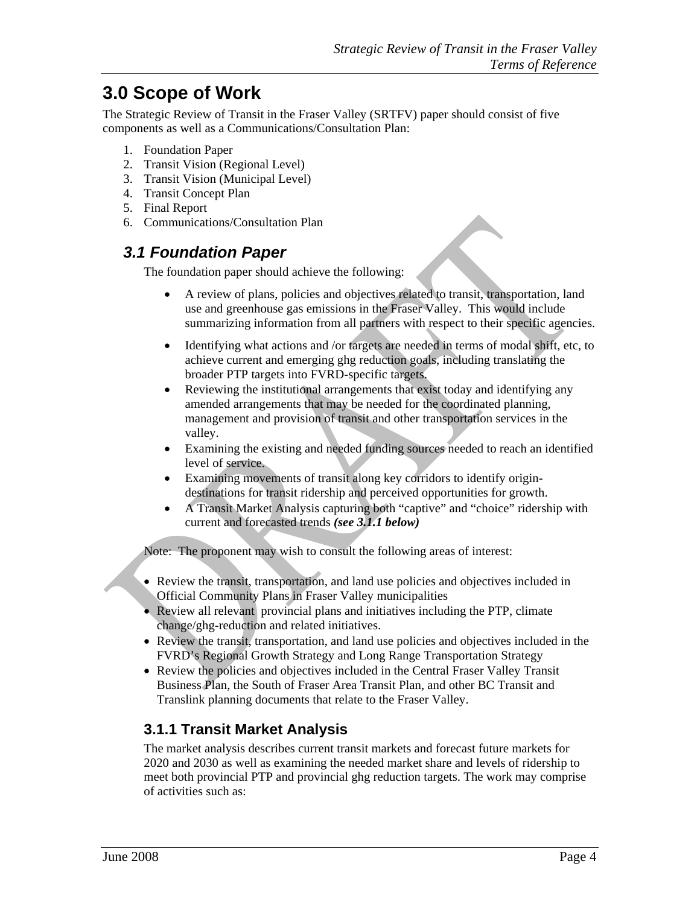# 3.0 Scope of Work

The Strategic Review of Transit in the Fraser Valley (SRTFV) paper should consist of five components as well as a Communications/Consultation Plan:

1. Foundation Paper
2. Transit Vision (Regional Level)
3. Transit Vision (Municipal Level)
4. Transit Concept Plan
5. Final Report
6. Communications/Consultation Plan

## *3.1 Foundation Paper*

The foundation paper should achieve the following:

- A review of plans, policies and objectives related to transit, transportation, land use and greenhouse gas emissions in the Fraser Valley. This would include summarizing information from all partners with respect to their specific agencies.
- Identifying what actions and /or targets are needed in terms of modal shift, etc, to achieve current and emerging ghg reduction goals, including translating the broader PTP targets into FVRD-specific targets.
- Reviewing the institutional arrangements that exist today and identifying any amended arrangements that may be needed for the coordinated planning, management and provision of transit and other transportation services in the valley.
- Examining the existing and needed funding sources needed to reach an identified level of service.
- Examining movements of transit along key corridors to identify origin-destinations for transit ridership and perceived opportunities for growth.
- A Transit Market Analysis capturing both "captive" and "choice" ridership with current and forecasted trends ***(see 3.1.1 below)***

Note: The proponent may wish to consult the following areas of interest:

- Review the transit, transportation, and land use policies and objectives included in Official Community Plans in Fraser Valley municipalities
- Review all relevant provincial plans and initiatives including the PTP, climate change/ghg-reduction and related initiatives.
- Review the transit, transportation, and land use policies and objectives included in the FVRD's Regional Growth Strategy and Long Range Transportation Strategy
- Review the policies and objectives included in the Central Fraser Valley Transit Business Plan, the South of Fraser Area Transit Plan, and other BC Transit and Translink planning documents that relate to the Fraser Valley.

### 3.1.1 Transit Market Analysis

The market analysis describes current transit markets and forecast future markets for 2020 and 2030 as well as examining the needed market share and levels of ridership to meet both provincial PTP and provincial ghg reduction targets. The work may comprise of activities such as: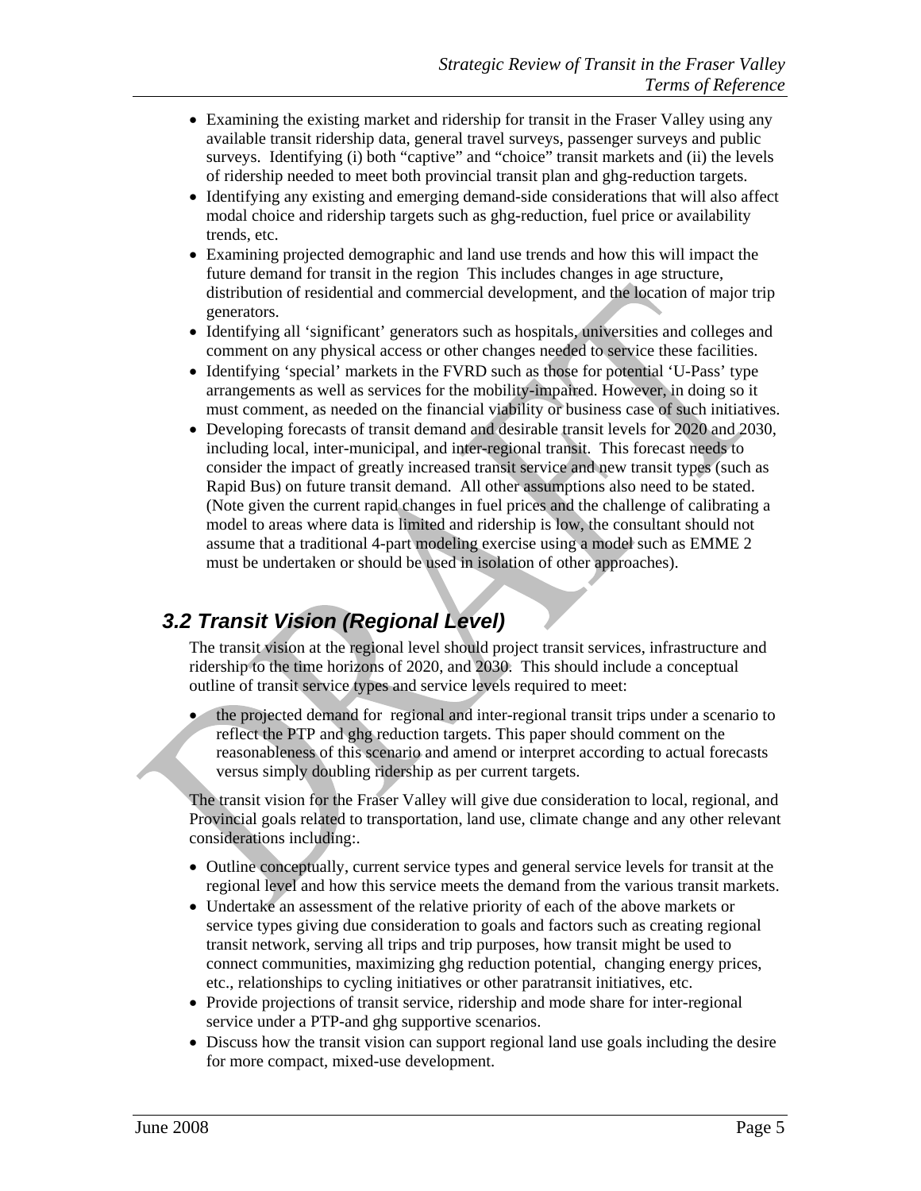- Examining the existing market and ridership for transit in the Fraser Valley using any available transit ridership data, general travel surveys, passenger surveys and public surveys. Identifying (i) both "captive" and "choice" transit markets and (ii) the levels of ridership needed to meet both provincial transit plan and ghg-reduction targets.
- Identifying any existing and emerging demand-side considerations that will also affect modal choice and ridership targets such as ghg-reduction, fuel price or availability trends, etc.
- Examining projected demographic and land use trends and how this will impact the future demand for transit in the region This includes changes in age structure, distribution of residential and commercial development, and the location of major trip generators.
- Identifying all 'significant' generators such as hospitals, universities and colleges and comment on any physical access or other changes needed to service these facilities.
- Identifying 'special' markets in the FVRD such as those for potential 'U-Pass' type arrangements as well as services for the mobility-impaired. However, in doing so it must comment, as needed on the financial viability or business case of such initiatives.
- Developing forecasts of transit demand and desirable transit levels for 2020 and 2030, including local, inter-municipal, and inter-regional transit. This forecast needs to consider the impact of greatly increased transit service and new transit types (such as Rapid Bus) on future transit demand. All other assumptions also need to be stated. (Note given the current rapid changes in fuel prices and the challenge of calibrating a model to areas where data is limited and ridership is low, the consultant should not assume that a traditional 4-part modeling exercise using a model such as EMME 2 must be undertaken or should be used in isolation of other approaches).

## *3.2 Transit Vision (Regional Level)*

The transit vision at the regional level should project transit services, infrastructure and ridership to the time horizons of 2020, and 2030. This should include a conceptual outline of transit service types and service levels required to meet:

- the projected demand for regional and inter-regional transit trips under a scenario to reflect the PTP and ghg reduction targets. This paper should comment on the reasonableness of this scenario and amend or interpret according to actual forecasts versus simply doubling ridership as per current targets.

The transit vision for the Fraser Valley will give due consideration to local, regional, and Provincial goals related to transportation, land use, climate change and any other relevant considerations including:.

- Outline conceptually, current service types and general service levels for transit at the regional level and how this service meets the demand from the various transit markets.
- Undertake an assessment of the relative priority of each of the above markets or service types giving due consideration to goals and factors such as creating regional transit network, serving all trips and trip purposes, how transit might be used to connect communities, maximizing ghg reduction potential, changing energy prices, etc., relationships to cycling initiatives or other paratransit initiatives, etc.
- Provide projections of transit service, ridership and mode share for inter-regional service under a PTP-and ghg supportive scenarios.
- Discuss how the transit vision can support regional land use goals including the desire for more compact, mixed-use development.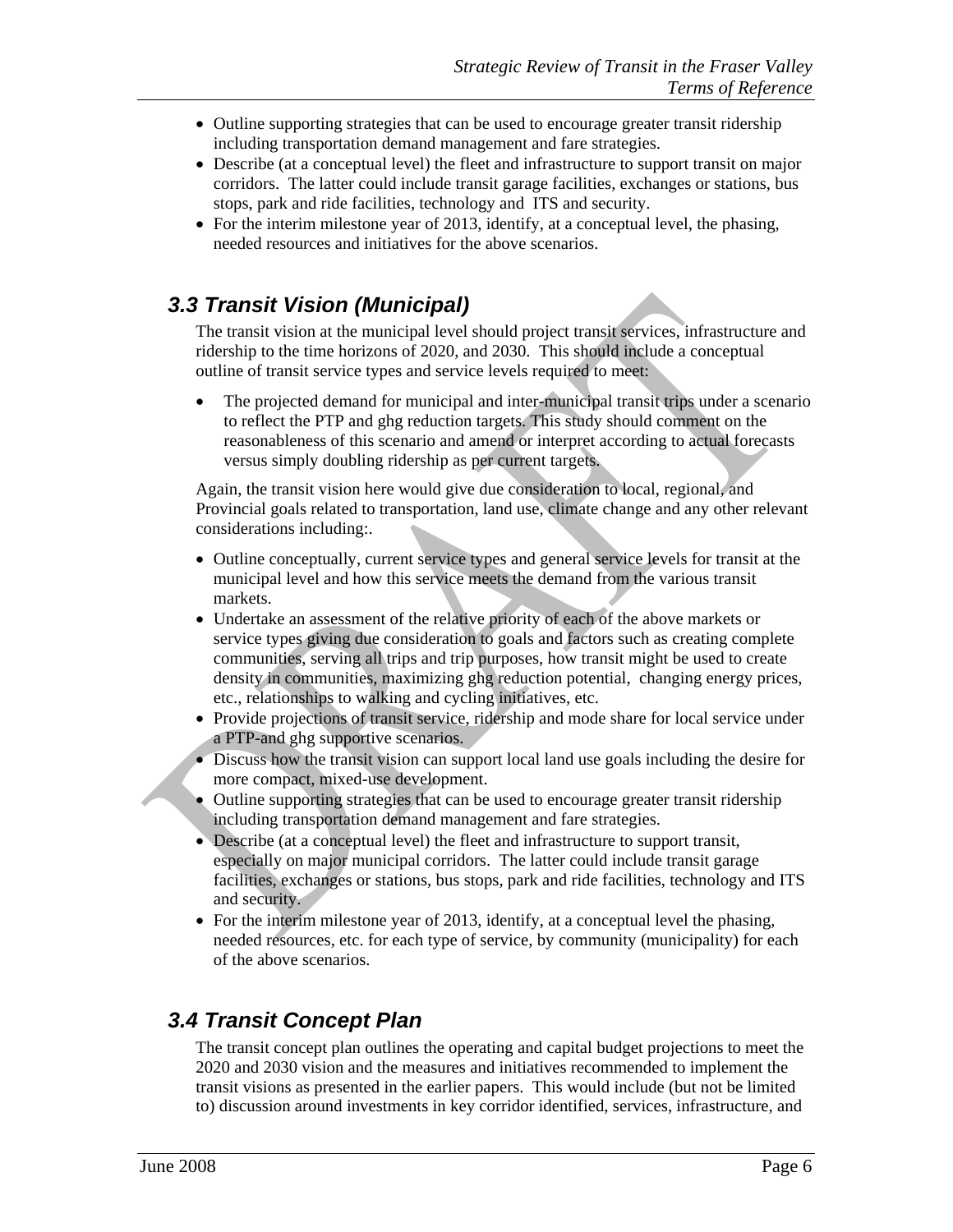- Outline supporting strategies that can be used to encourage greater transit ridership including transportation demand management and fare strategies.
- Describe (at a conceptual level) the fleet and infrastructure to support transit on major corridors. The latter could include transit garage facilities, exchanges or stations, bus stops, park and ride facilities, technology and ITS and security.
- For the interim milestone year of 2013, identify, at a conceptual level, the phasing, needed resources and initiatives for the above scenarios.

## 3.3 Transit Vision (Municipal)

The transit vision at the municipal level should project transit services, infrastructure and ridership to the time horizons of 2020, and 2030. This should include a conceptual outline of transit service types and service levels required to meet:

- The projected demand for municipal and inter-municipal transit trips under a scenario to reflect the PTP and ghg reduction targets. This study should comment on the reasonableness of this scenario and amend or interpret according to actual forecasts versus simply doubling ridership as per current targets.

Again, the transit vision here would give due consideration to local, regional, and Provincial goals related to transportation, land use, climate change and any other relevant considerations including:.

- Outline conceptually, current service types and general service levels for transit at the municipal level and how this service meets the demand from the various transit markets.
- Undertake an assessment of the relative priority of each of the above markets or service types giving due consideration to goals and factors such as creating complete communities, serving all trips and trip purposes, how transit might be used to create density in communities, maximizing ghg reduction potential, changing energy prices, etc., relationships to walking and cycling initiatives, etc.
- Provide projections of transit service, ridership and mode share for local service under a PTP-and ghg supportive scenarios.
- Discuss how the transit vision can support local land use goals including the desire for more compact, mixed-use development.
- Outline supporting strategies that can be used to encourage greater transit ridership including transportation demand management and fare strategies.
- Describe (at a conceptual level) the fleet and infrastructure to support transit, especially on major municipal corridors. The latter could include transit garage facilities, exchanges or stations, bus stops, park and ride facilities, technology and ITS and security.
- For the interim milestone year of 2013, identify, at a conceptual level the phasing, needed resources, etc. for each type of service, by community (municipality) for each of the above scenarios.

## 3.4 Transit Concept Plan

The transit concept plan outlines the operating and capital budget projections to meet the 2020 and 2030 vision and the measures and initiatives recommended to implement the transit visions as presented in the earlier papers. This would include (but not be limited to) discussion around investments in key corridor identified, services, infrastructure, and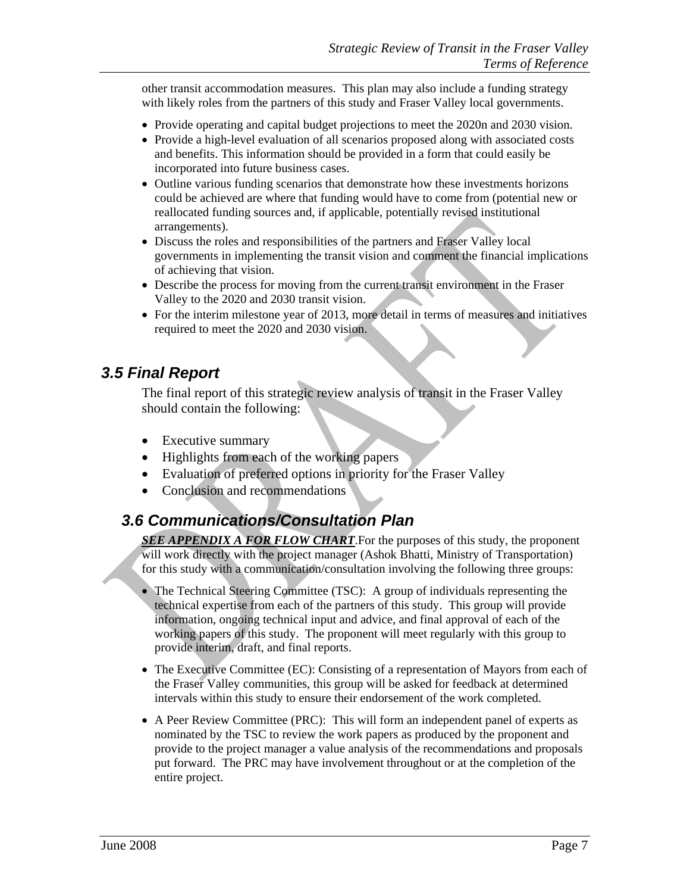other transit accommodation measures. This plan may also include a funding strategy with likely roles from the partners of this study and Fraser Valley local governments.

- Provide operating and capital budget projections to meet the 2020n and 2030 vision.
- Provide a high-level evaluation of all scenarios proposed along with associated costs and benefits. This information should be provided in a form that could easily be incorporated into future business cases.
- Outline various funding scenarios that demonstrate how these investments horizons could be achieved are where that funding would have to come from (potential new or reallocated funding sources and, if applicable, potentially revised institutional arrangements).
- Discuss the roles and responsibilities of the partners and Fraser Valley local governments in implementing the transit vision and comment the financial implications of achieving that vision.
- Describe the process for moving from the current transit environment in the Fraser Valley to the 2020 and 2030 transit vision.
- For the interim milestone year of 2013, more detail in terms of measures and initiatives required to meet the 2020 and 2030 vision.

## *3.5 Final Report*

The final report of this strategic review analysis of transit in the Fraser Valley should contain the following:

- Executive summary
- Highlights from each of the working papers
- Evaluation of preferred options in priority for the Fraser Valley
- Conclusion and recommendations

## *3.6 Communications/Consultation Plan*

***SEE APPENDIX A FOR FLOW CHART***.For the purposes of this study, the proponent will work directly with the project manager (Ashok Bhatti, Ministry of Transportation) for this study with a communication/consultation involving the following three groups:

- The Technical Steering Committee (TSC): A group of individuals representing the technical expertise from each of the partners of this study. This group will provide information, ongoing technical input and advice, and final approval of each of the working papers of this study. The proponent will meet regularly with this group to provide interim, draft, and final reports.

- The Executive Committee (EC): Consisting of a representation of Mayors from each of the Fraser Valley communities, this group will be asked for feedback at determined intervals within this study to ensure their endorsement of the work completed.

- A Peer Review Committee (PRC): This will form an independent panel of experts as nominated by the TSC to review the work papers as produced by the proponent and provide to the project manager a value analysis of the recommendations and proposals put forward. The PRC may have involvement throughout or at the completion of the entire project.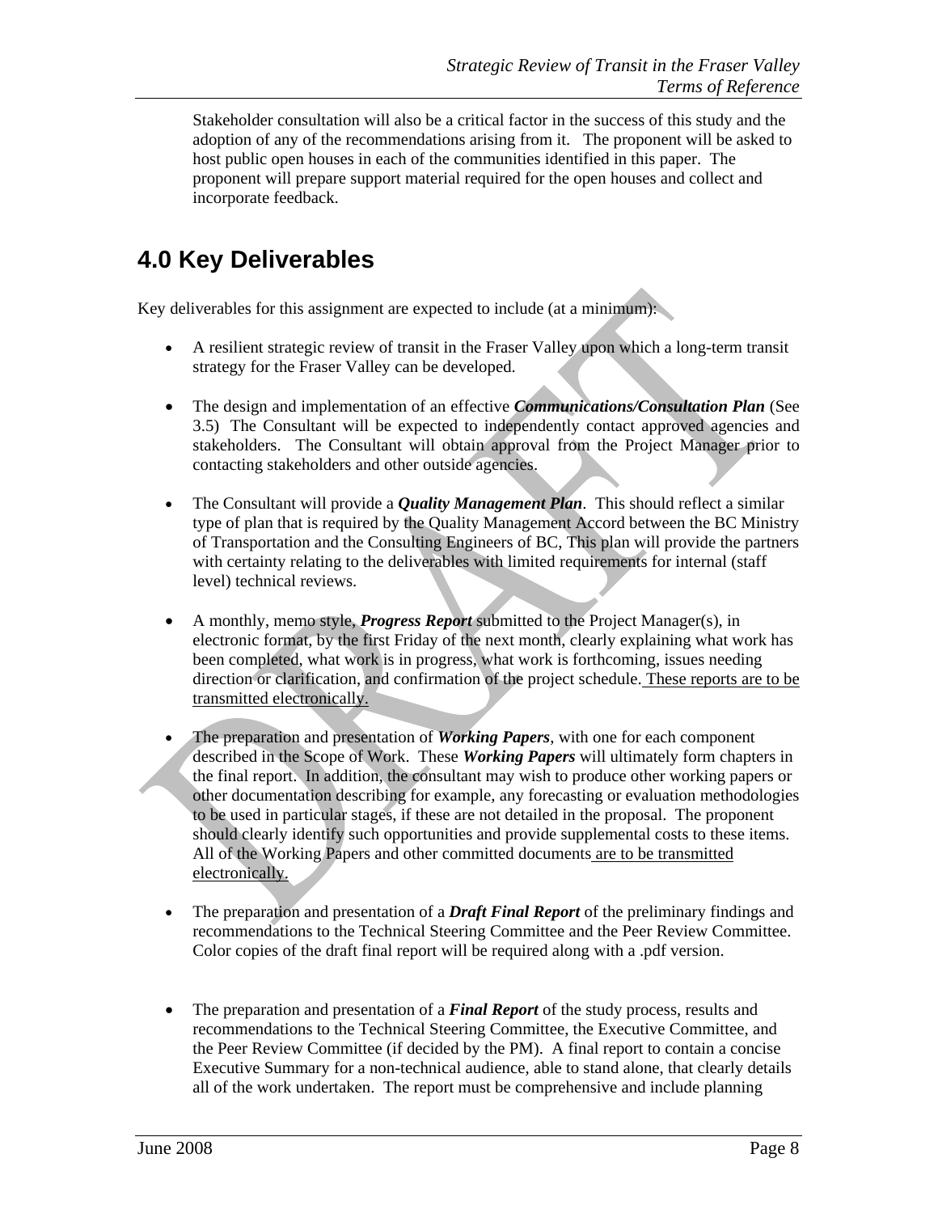Stakeholder consultation will also be a critical factor in the success of this study and the adoption of any of the recommendations arising from it. The proponent will be asked to host public open houses in each of the communities identified in this paper. The proponent will prepare support material required for the open houses and collect and incorporate feedback.

# 4.0 Key Deliverables

Key deliverables for this assignment are expected to include (at a minimum):

- A resilient strategic review of transit in the Fraser Valley upon which a long-term transit strategy for the Fraser Valley can be developed.

- The design and implementation of an effective ***Communications/Consultation Plan*** (See 3.5) The Consultant will be expected to independently contact approved agencies and stakeholders. The Consultant will obtain approval from the Project Manager prior to contacting stakeholders and other outside agencies.

- The Consultant will provide a ***Quality Management Plan***. This should reflect a similar type of plan that is required by the Quality Management Accord between the BC Ministry of Transportation and the Consulting Engineers of BC, This plan will provide the partners with certainty relating to the deliverables with limited requirements for internal (staff level) technical reviews.

- A monthly, memo style, ***Progress Report*** submitted to the Project Manager(s), in electronic format, by the first Friday of the next month, clearly explaining what work has been completed, what work is in progress, what work is forthcoming, issues needing direction or clarification, and confirmation of the project schedule. <u>These reports are to be transmitted electronically.</u>

- The preparation and presentation of ***Working Papers***, with one for each component described in the Scope of Work. These ***Working Papers*** will ultimately form chapters in the final report. In addition, the consultant may wish to produce other working papers or other documentation describing for example, any forecasting or evaluation methodologies to be used in particular stages, if these are not detailed in the proposal. The proponent should clearly identify such opportunities and provide supplemental costs to these items. All of the Working Papers and other committed documents <u>are to be transmitted electronically.</u>

- The preparation and presentation of a ***Draft Final Report*** of the preliminary findings and recommendations to the Technical Steering Committee and the Peer Review Committee. Color copies of the draft final report will be required along with a .pdf version.

- The preparation and presentation of a ***Final Report*** of the study process, results and recommendations to the Technical Steering Committee, the Executive Committee, and the Peer Review Committee (if decided by the PM). A final report to contain a concise Executive Summary for a non-technical audience, able to stand alone, that clearly details all of the work undertaken. The report must be comprehensive and include planning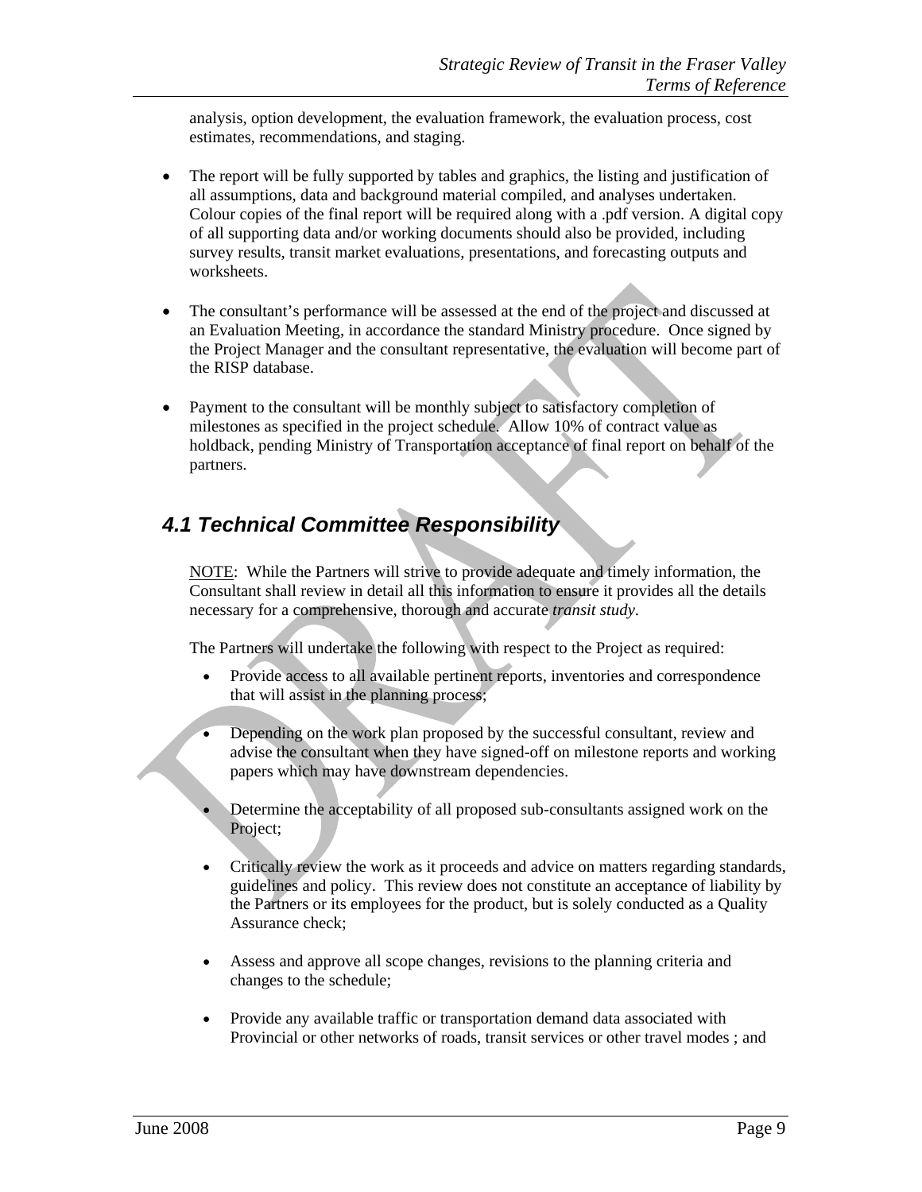analysis, option development, the evaluation framework, the evaluation process, cost estimates, recommendations, and staging.

- The report will be fully supported by tables and graphics, the listing and justification of all assumptions, data and background material compiled, and analyses undertaken. Colour copies of the final report will be required along with a .pdf version. A digital copy of all supporting data and/or working documents should also be provided, including survey results, transit market evaluations, presentations, and forecasting outputs and worksheets.

- The consultant's performance will be assessed at the end of the project and discussed at an Evaluation Meeting, in accordance the standard Ministry procedure. Once signed by the Project Manager and the consultant representative, the evaluation will become part of the RISP database.

- Payment to the consultant will be monthly subject to satisfactory completion of milestones as specified in the project schedule. Allow 10% of contract value as holdback, pending Ministry of Transportation acceptance of final report on behalf of the partners.

## *4.1 Technical Committee Responsibility*

<u>NOTE</u>: While the Partners will strive to provide adequate and timely information, the Consultant shall review in detail all this information to ensure it provides all the details necessary for a comprehensive, thorough and accurate *transit study*.

The Partners will undertake the following with respect to the Project as required:

- Provide access to all available pertinent reports, inventories and correspondence that will assist in the planning process;

- Depending on the work plan proposed by the successful consultant, review and advise the consultant when they have signed-off on milestone reports and working papers which may have downstream dependencies.

- Determine the acceptability of all proposed sub-consultants assigned work on the Project;

- Critically review the work as it proceeds and advice on matters regarding standards, guidelines and policy. This review does not constitute an acceptance of liability by the Partners or its employees for the product, but is solely conducted as a Quality Assurance check;

- Assess and approve all scope changes, revisions to the planning criteria and changes to the schedule;

- Provide any available traffic or transportation demand data associated with Provincial or other networks of roads, transit services or other travel modes ; and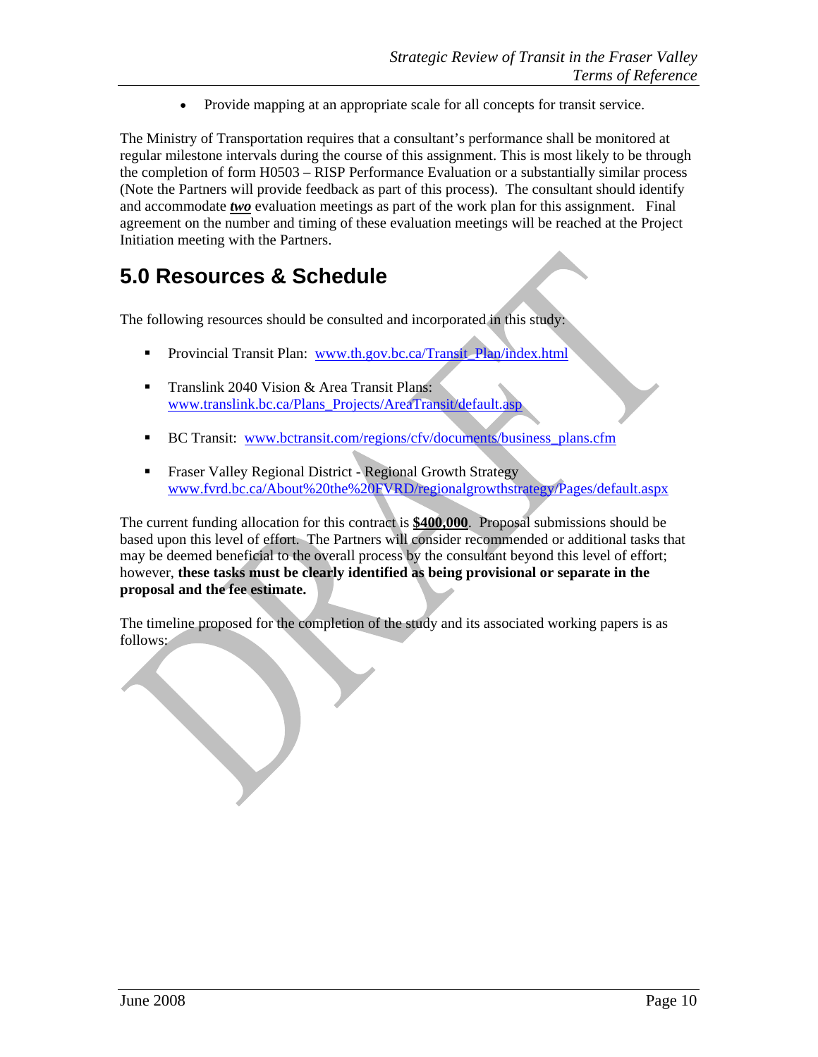- Provide mapping at an appropriate scale for all concepts for transit service.

The Ministry of Transportation requires that a consultant's performance shall be monitored at regular milestone intervals during the course of this assignment. This is most likely to be through the completion of form H0503 – RISP Performance Evaluation or a substantially similar process (Note the Partners will provide feedback as part of this process). The consultant should identify and accommodate ***two*** evaluation meetings as part of the work plan for this assignment. Final agreement on the number and timing of these evaluation meetings will be reached at the Project Initiation meeting with the Partners.

# 5.0 Resources & Schedule

The following resources should be consulted and incorporated in this study:

- Provincial Transit Plan: www.th.gov.bc.ca/Transit_Plan/index.html
- Translink 2040 Vision & Area Transit Plans: www.translink.bc.ca/Plans_Projects/AreaTransit/default.asp
- BC Transit: www.bctransit.com/regions/cfv/documents/business_plans.cfm
- Fraser Valley Regional District - Regional Growth Strategy www.fvrd.bc.ca/About%20the%20FVRD/regionalgrowthstrategy/Pages/default.aspx

The current funding allocation for this contract is **$400,000**. Proposal submissions should be based upon this level of effort. The Partners will consider recommended or additional tasks that may be deemed beneficial to the overall process by the consultant beyond this level of effort; however, **these tasks must be clearly identified as being provisional or separate in the proposal and the fee estimate.**

The timeline proposed for the completion of the study and its associated working papers is as follows: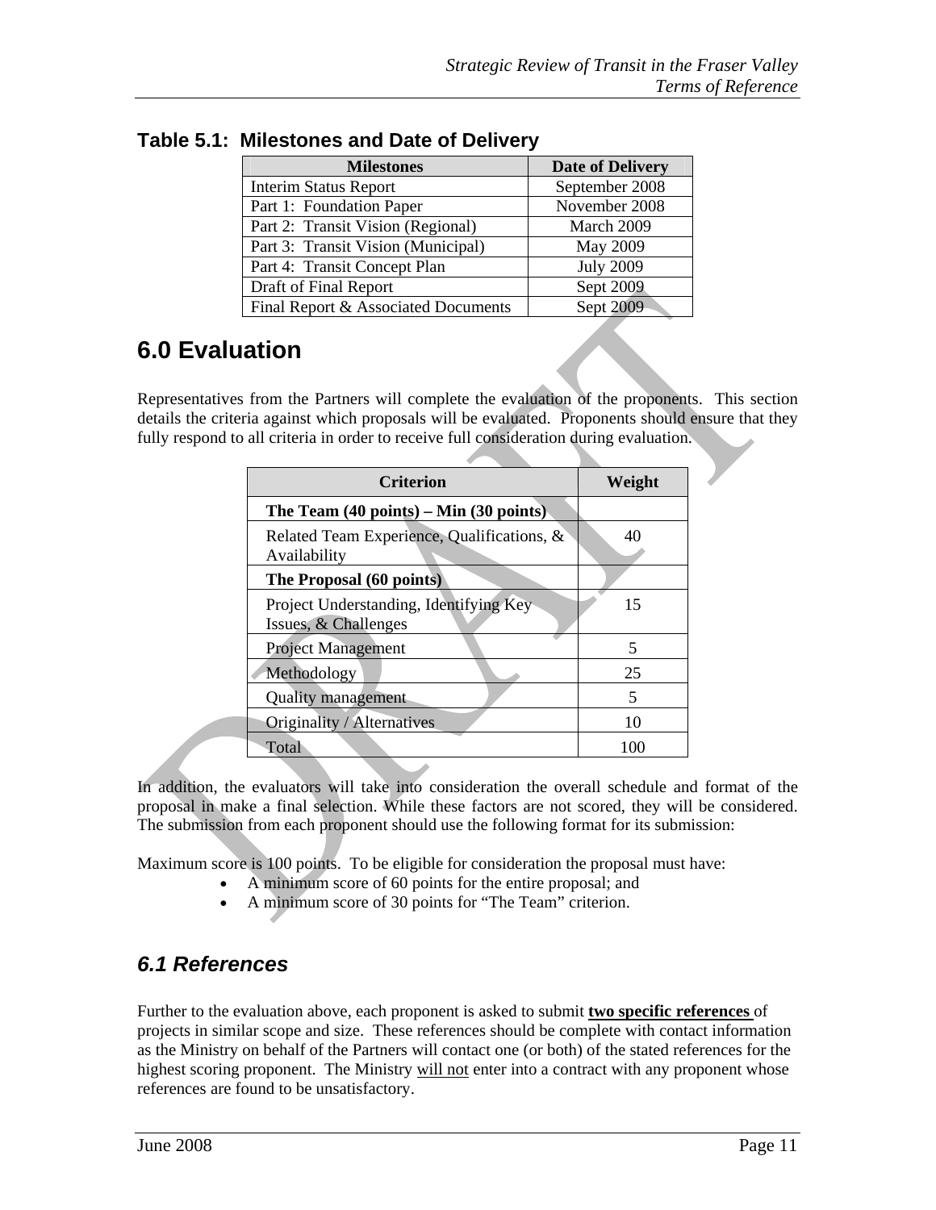**Table 5.1: Milestones and Date of Delivery**

| Milestones | Date of Delivery |
|---|---|
| Interim Status Report | September 2008 |
| Part 1: Foundation Paper | November 2008 |
| Part 2: Transit Vision (Regional) | March 2009 |
| Part 3: Transit Vision (Municipal) | May 2009 |
| Part 4: Transit Concept Plan | July 2009 |
| Draft of Final Report | Sept 2009 |
| Final Report & Associated Documents | Sept 2009 |

# 6.0 Evaluation

Representatives from the Partners will complete the evaluation of the proponents. This section details the criteria against which proposals will be evaluated. Proponents should ensure that they fully respond to all criteria in order to receive full consideration during evaluation.

| Criterion | Weight |
|---|---|
| **The Team (40 points) – Min (30 points)** | |
| Related Team Experience, Qualifications, & Availability | 40 |
| **The Proposal (60 points)** | |
| Project Understanding, Identifying Key Issues, & Challenges | 15 |
| Project Management | 5 |
| Methodology | 25 |
| Quality management | 5 |
| Originality / Alternatives | 10 |
| Total | 100 |

In addition, the evaluators will take into consideration the overall schedule and format of the proposal in make a final selection. While these factors are not scored, they will be considered. The submission from each proponent should use the following format for its submission:

Maximum score is 100 points. To be eligible for consideration the proposal must have:

- A minimum score of 60 points for the entire proposal; and
- A minimum score of 30 points for "The Team" criterion.

## *6.1 References*

Further to the evaluation above, each proponent is asked to submit **two specific references** of projects in similar scope and size. These references should be complete with contact information as the Ministry on behalf of the Partners will contact one (or both) of the stated references for the highest scoring proponent. The Ministry will not enter into a contract with any proponent whose references are found to be unsatisfactory.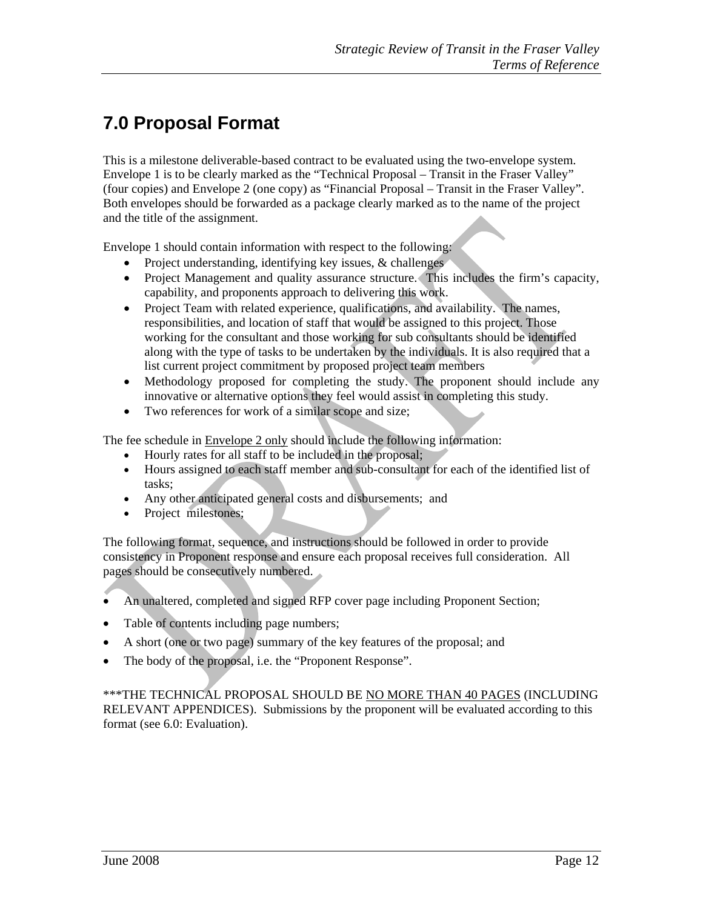# 7.0 Proposal Format

This is a milestone deliverable-based contract to be evaluated using the two-envelope system. Envelope 1 is to be clearly marked as the "Technical Proposal – Transit in the Fraser Valley" (four copies) and Envelope 2 (one copy) as "Financial Proposal – Transit in the Fraser Valley". Both envelopes should be forwarded as a package clearly marked as to the name of the project and the title of the assignment.

Envelope 1 should contain information with respect to the following:

- Project understanding, identifying key issues, & challenges
- Project Management and quality assurance structure. This includes the firm's capacity, capability, and proponents approach to delivering this work.
- Project Team with related experience, qualifications, and availability. The names, responsibilities, and location of staff that would be assigned to this project. Those working for the consultant and those working for sub consultants should be identified along with the type of tasks to be undertaken by the individuals. It is also required that a list current project commitment by proposed project team members
- Methodology proposed for completing the study. The proponent should include any innovative or alternative options they feel would assist in completing this study.
- Two references for work of a similar scope and size;

The fee schedule in <u>Envelope 2 only</u> should include the following information:

- Hourly rates for all staff to be included in the proposal;
- Hours assigned to each staff member and sub-consultant for each of the identified list of tasks;
- Any other anticipated general costs and disbursements; and
- Project milestones;

The following format, sequence, and instructions should be followed in order to provide consistency in Proponent response and ensure each proposal receives full consideration. All pages should be consecutively numbered.

- An unaltered, completed and signed RFP cover page including Proponent Section;
- Table of contents including page numbers;
- A short (one or two page) summary of the key features of the proposal; and
- The body of the proposal, i.e. the "Proponent Response".

***THE TECHNICAL PROPOSAL SHOULD BE <u>NO MORE THAN 40 PAGES</u> (INCLUDING RELEVANT APPENDICES). Submissions by the proponent will be evaluated according to this format (see 6.0: Evaluation).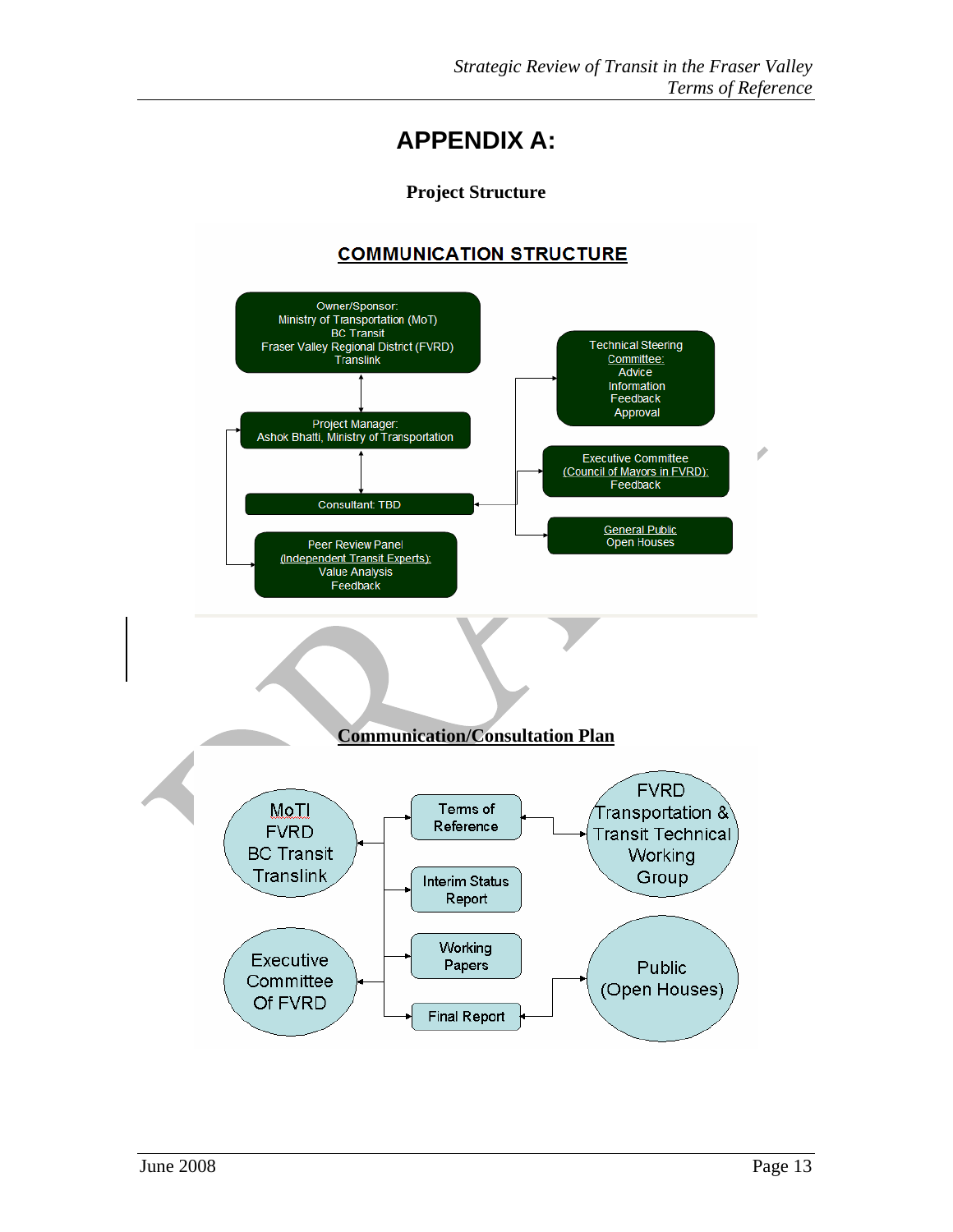# APPENDIX A:

## Project Structure

**COMMUNICATION STRUCTURE**

Owner/Sponsor:
Ministry of Transportation (MoT)
BC Transit
Fraser Valley Regional District (FVRD)
Translink

Project Manager:
Ashok Bhatti, Ministry of Transportation

Consultant: TBD

Peer Review Panel
(Independent Transit Experts):
Value Analysis
Feedback

Technical Steering Committee:
Advice
Information
Feedback
Approval

Executive Committee
(Council of Mayors in FVRD):
Feedback

General Public
Open Houses

**Communication/Consultation Plan**

MoTI
FVRD
BC Transit
Translink

Executive Committee Of FVRD

Terms of Reference

Interim Status Report

Working Papers

Final Report

FVRD Transportation & Transit Technical Working Group

Public (Open Houses)